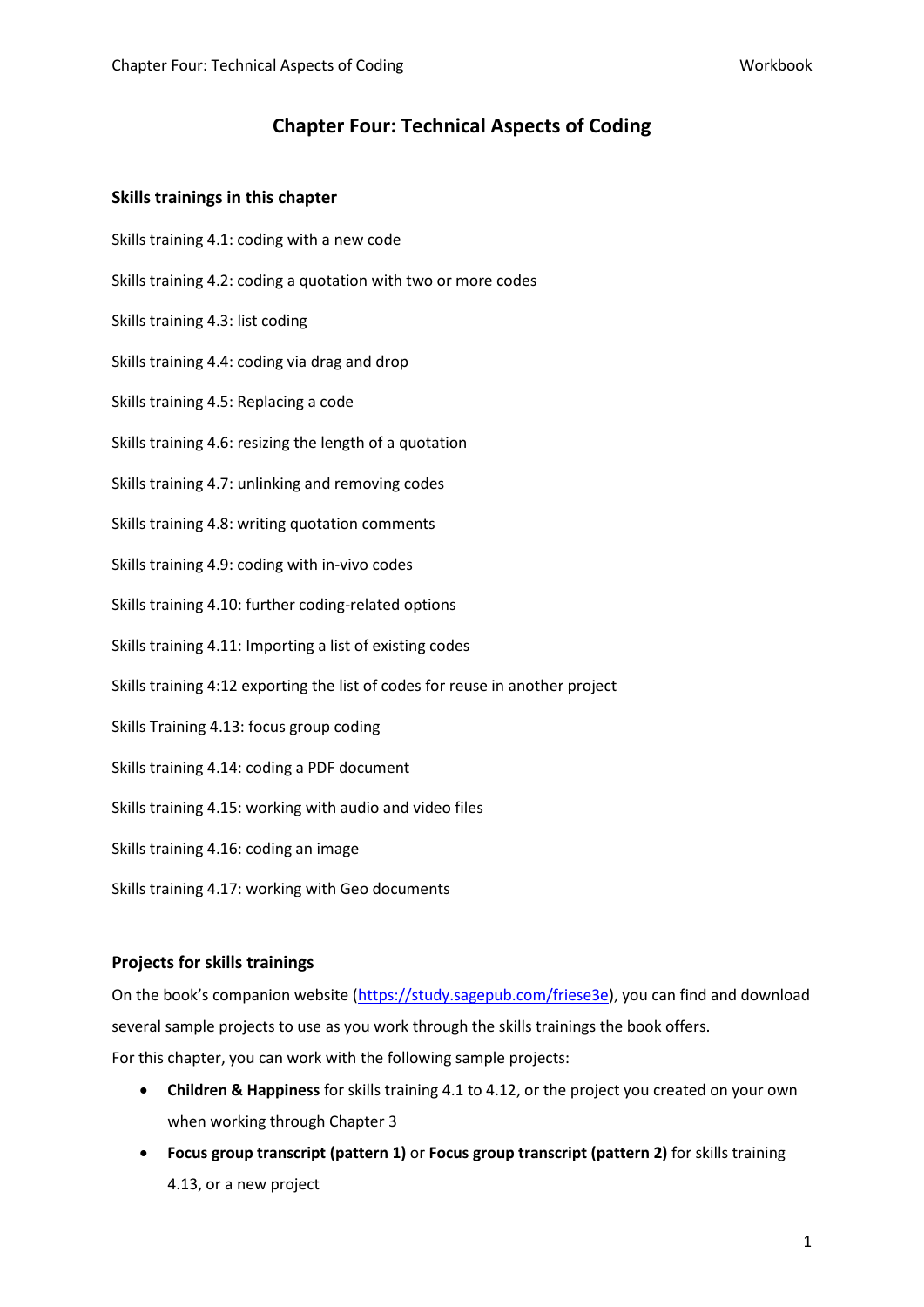# Chapter Four: Technical Aspects of Coding

## Skills trainings in this chapter

Skills training 4.1: coding with a new code

Skills training 4.2: coding a quotation with two or more codes

Skills training 4.3: list coding

Skills training 4.4: coding via drag and drop

Skills training 4.5: Replacing a code

Skills training 4.6: resizing the length of a quotation

Skills training 4.7: unlinking and removing codes

Skills training 4.8: writing quotation comments

Skills training 4.9: coding with in-vivo codes

Skills training 4.10: further coding-related options

Skills training 4.11: Importing a list of existing codes

Skills training 4:12 exporting the list of codes for reuse in another project

Skills Training 4.13: focus group coding

Skills training 4.14: coding a PDF document

Skills training 4.15: working with audio and video files

Skills training 4.16: coding an image

Skills training 4.17: working with Geo documents

## Projects for skills trainings

On the book's companion website (https://study.sagepub.com/friese3e), you can find and download several sample projects to use as you work through the skills trainings the book offers.

For this chapter, you can work with the following sample projects:

- **Children & Happiness** for skills training 4.1 to 4.12, or the project you created on your own when working through Chapter 3
- **Focus group transcript (pattern 1)** or **Focus group transcript (pattern 2)** for skills training 4.13, or a new project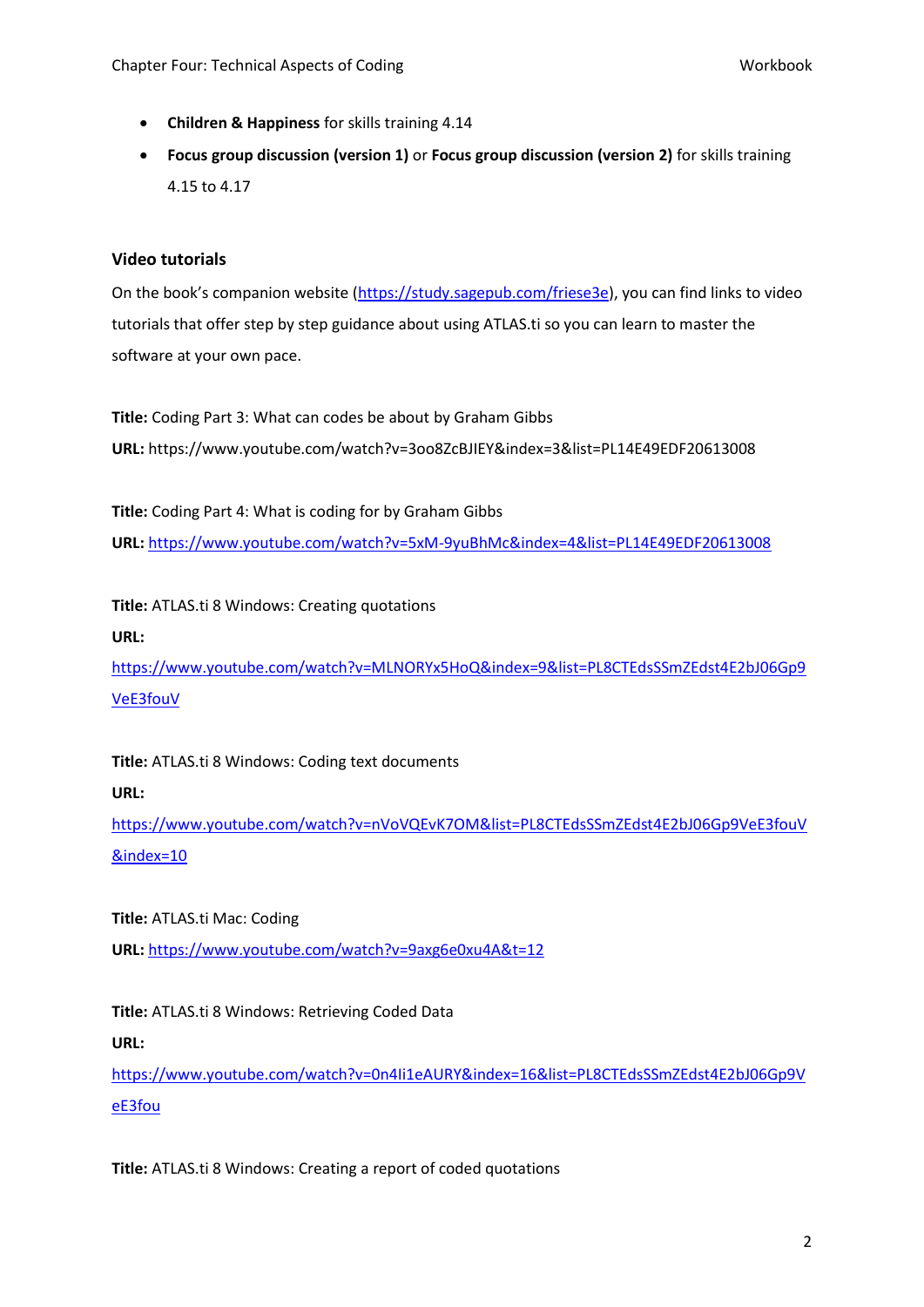- **Children & Happiness** for skills training 4.14
- **Focus group discussion (version 1)** or **Focus group discussion (version 2)** for skills training 4.15 to 4.17

### Video tutorials

On the book's companion website (https://study.sagepub.com/friese3e), you can find links to video tutorials that offer step by step guidance about using ATLAS.ti so you can learn to master the software at your own pace.

**Title:** Coding Part 3: What can codes be about by Graham Gibbs

**URL:** https://www.youtube.com/watch?v=3oo8ZcBJIEY&index=3&list=PL14E49EDF20613008

**Title:** Coding Part 4: What is coding for by Graham Gibbs

**URL:** https://www.youtube.com/watch?v=5xM-9yuBhMc&index=4&list=PL14E49EDF20613008

**Title:** ATLAS.ti 8 Windows: Creating quotations

**URL:**
https://www.youtube.com/watch?v=MLNORYx5HoQ&index=9&list=PL8CTEdsSSmZEdst4E2bJ06Gp9VeE3fouV

**Title:** ATLAS.ti 8 Windows: Coding text documents

**URL:**
https://www.youtube.com/watch?v=nVoVQEvK7OM&list=PL8CTEdsSSmZEdst4E2bJ06Gp9VeE3fouV&index=10

**Title:** ATLAS.ti Mac: Coding

**URL:** https://www.youtube.com/watch?v=9axg6e0xu4A&t=12

**Title:** ATLAS.ti 8 Windows: Retrieving Coded Data

**URL:**
https://www.youtube.com/watch?v=0n4li1eAURY&index=16&list=PL8CTEdsSSmZEdst4E2bJ06Gp9VeE3fou

**Title:** ATLAS.ti 8 Windows: Creating a report of coded quotations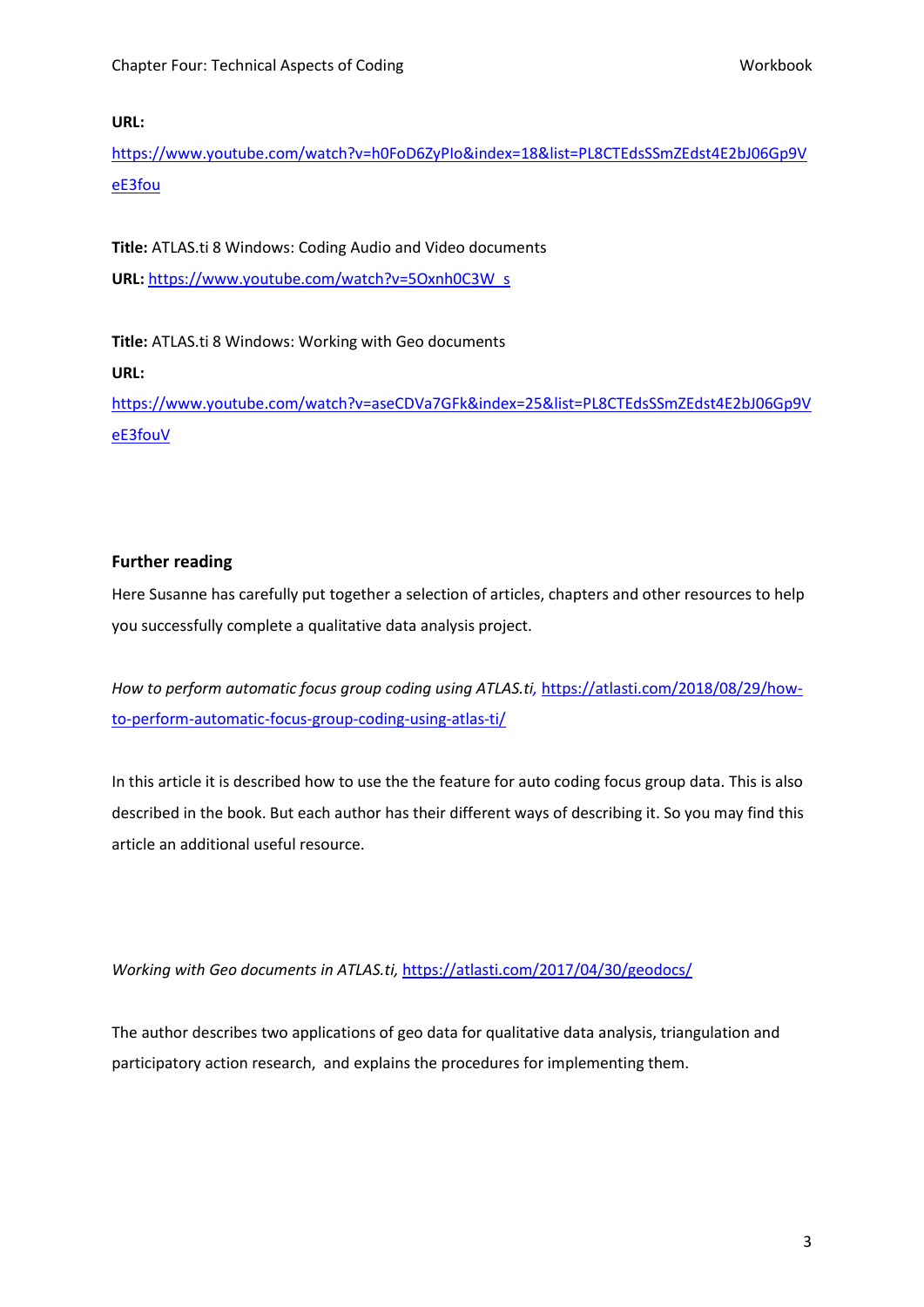**URL:** https://www.youtube.com/watch?v=h0FoD6ZyPIo&index=18&list=PL8CTEdsSSmZEdst4E2bJ06Gp9VeE3fou

**Title:** ATLAS.ti 8 Windows: Coding Audio and Video documents

**URL:** https://www.youtube.com/watch?v=5Oxnh0C3W_s

**Title:** ATLAS.ti 8 Windows: Working with Geo documents

**URL:** https://www.youtube.com/watch?v=aseCDVa7GFk&index=25&list=PL8CTEdsSSmZEdst4E2bJ06Gp9VeE3fouV

## Further reading

Here Susanne has carefully put together a selection of articles, chapters and other resources to help you successfully complete a qualitative data analysis project.

*How to perform automatic focus group coding using ATLAS.ti,* https://atlasti.com/2018/08/29/how-to-perform-automatic-focus-group-coding-using-atlas-ti/

In this article it is described how to use the the feature for auto coding focus group data. This is also described in the book. But each author has their different ways of describing it. So you may find this article an additional useful resource.

*Working with Geo documents in ATLAS.ti,* https://atlasti.com/2017/04/30/geodocs/

The author describes two applications of geo data for qualitative data analysis, triangulation and participatory action research, and explains the procedures for implementing them.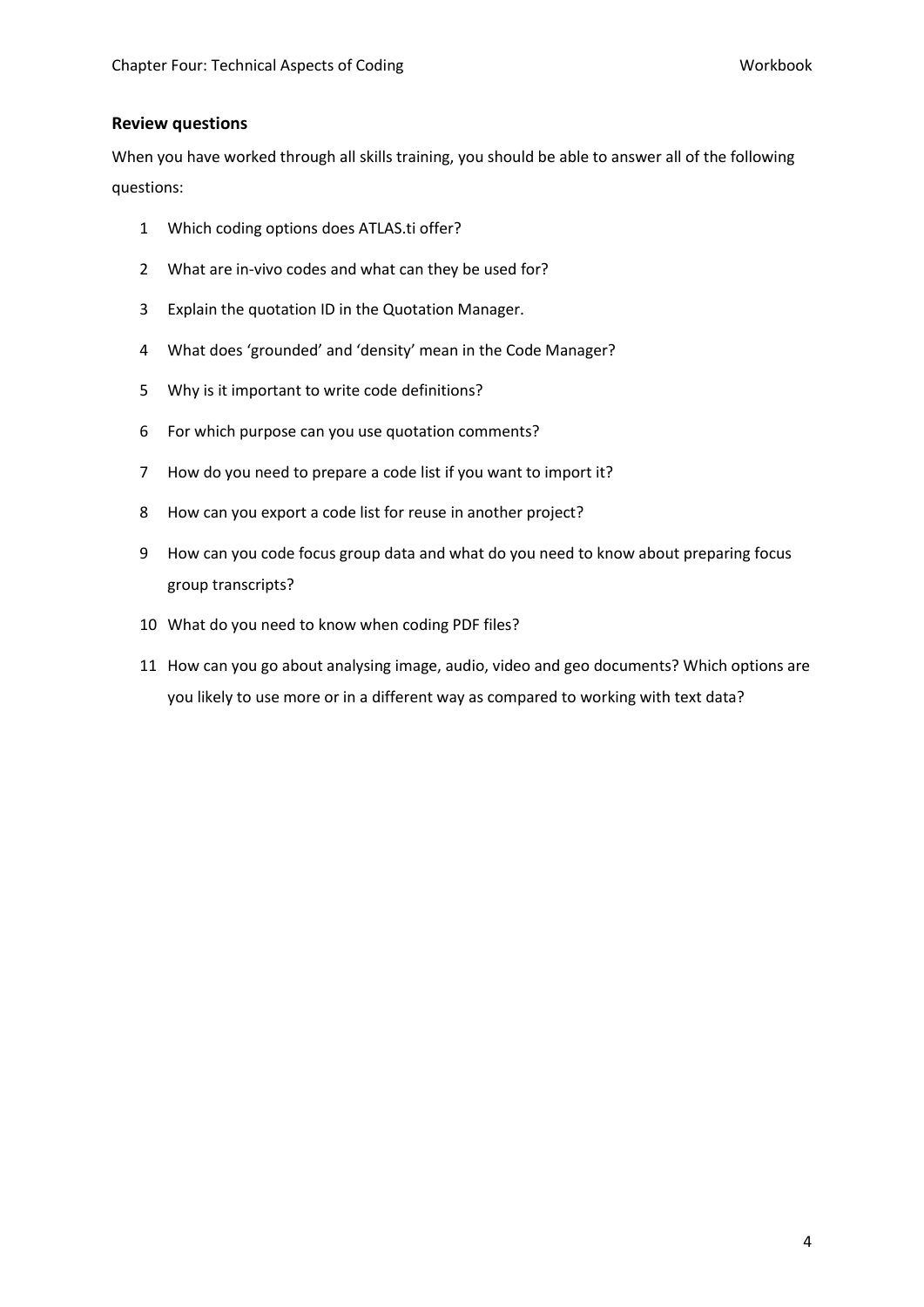### Review questions

When you have worked through all skills training, you should be able to answer all of the following questions:

1. Which coding options does ATLAS.ti offer?
2. What are in-vivo codes and what can they be used for?
3. Explain the quotation ID in the Quotation Manager.
4. What does 'grounded' and 'density' mean in the Code Manager?
5. Why is it important to write code definitions?
6. For which purpose can you use quotation comments?
7. How do you need to prepare a code list if you want to import it?
8. How can you export a code list for reuse in another project?
9. How can you code focus group data and what do you need to know about preparing focus group transcripts?
10. What do you need to know when coding PDF files?
11. How can you go about analysing image, audio, video and geo documents? Which options are you likely to use more or in a different way as compared to working with text data?